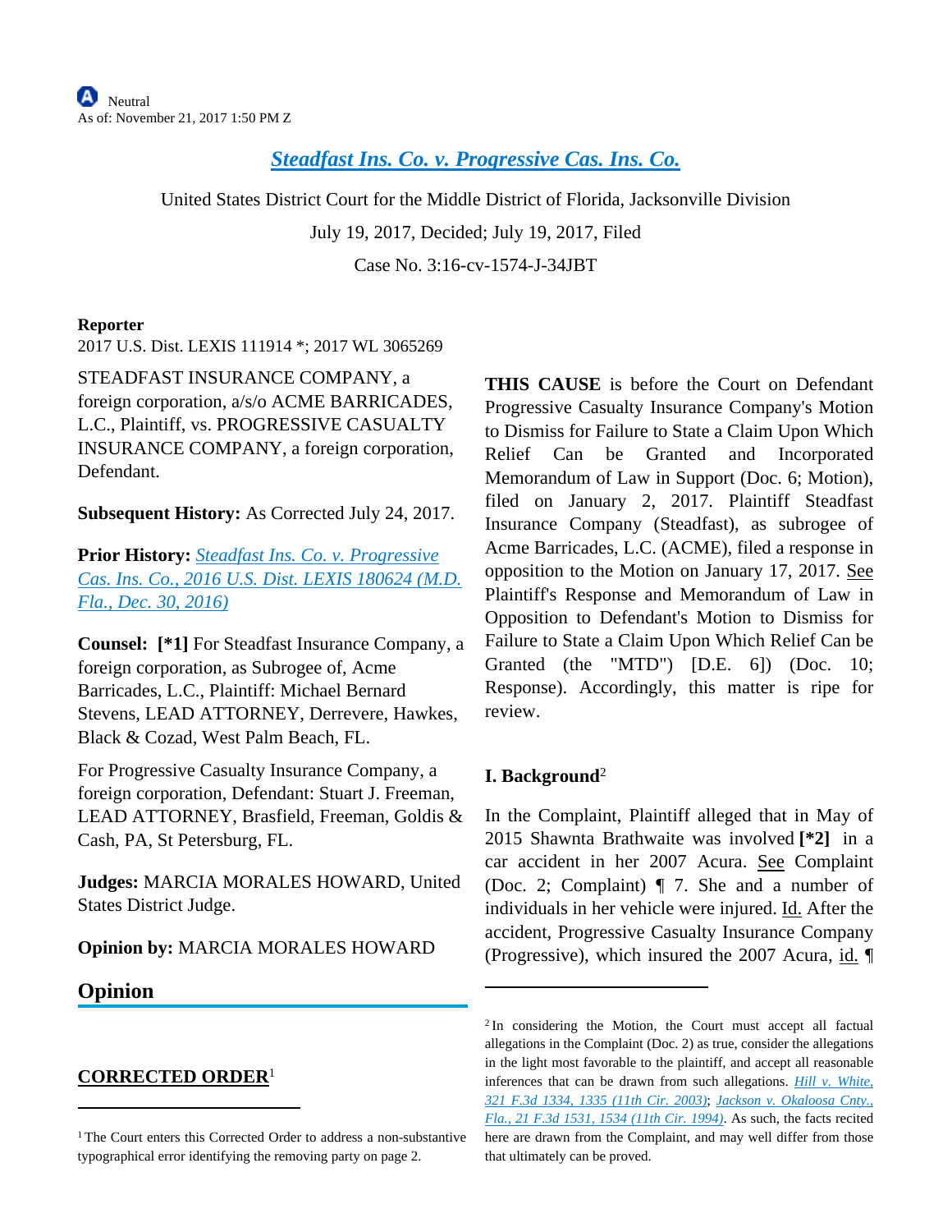Neutral
As of: November 21, 2017 1:50 PM Z

# Steadfast Ins. Co. v. Progressive Cas. Ins. Co.

United States District Court for the Middle District of Florida, Jacksonville Division

July 19, 2017, Decided; July 19, 2017, Filed

Case No. 3:16-cv-1574-J-34JBT

**Reporter**

2017 U.S. Dist. LEXIS 111914 *; 2017 WL 3065269

STEADFAST INSURANCE COMPANY, a foreign corporation, a/s/o ACME BARRICADES, L.C., Plaintiff, vs. PROGRESSIVE CASUALTY INSURANCE COMPANY, a foreign corporation, Defendant.

**Subsequent History:** As Corrected July 24, 2017.

**Prior History:** Steadfast Ins. Co. v. Progressive Cas. Ins. Co., 2016 U.S. Dist. LEXIS 180624 (M.D. Fla., Dec. 30, 2016)

**Counsel:** **[*1]** For Steadfast Insurance Company, a foreign corporation, as Subrogee of, Acme Barricades, L.C., Plaintiff: Michael Bernard Stevens, LEAD ATTORNEY, Derrevere, Hawkes, Black & Cozad, West Palm Beach, FL.

For Progressive Casualty Insurance Company, a foreign corporation, Defendant: Stuart J. Freeman, LEAD ATTORNEY, Brasfield, Freeman, Goldis & Cash, PA, St Petersburg, FL.

**Judges:** MARCIA MORALES HOWARD, United States District Judge.

**Opinion by:** MARCIA MORALES HOWARD

## Opinion

### CORRECTED ORDER[1]

**THIS CAUSE** is before the Court on Defendant Progressive Casualty Insurance Company's Motion to Dismiss for Failure to State a Claim Upon Which Relief Can be Granted and Incorporated Memorandum of Law in Support (Doc. 6; Motion), filed on January 2, 2017. Plaintiff Steadfast Insurance Company (Steadfast), as subrogee of Acme Barricades, L.C. (ACME), filed a response in opposition to the Motion on January 17, 2017. See Plaintiff's Response and Memorandum of Law in Opposition to Defendant's Motion to Dismiss for Failure to State a Claim Upon Which Relief Can be Granted (the "MTD") [D.E. 6]) (Doc. 10; Response). Accordingly, this matter is ripe for review.

### I. Background[2]

In the Complaint, Plaintiff alleged that in May of 2015 Shawnta Brathwaite was involved **[*2]** in a car accident in her 2007 Acura. See Complaint (Doc. 2; Complaint) ¶ 7. She and a number of individuals in her vehicle were injured. Id. After the accident, Progressive Casualty Insurance Company (Progressive), which insured the 2007 Acura, id. ¶

---

[1] The Court enters this Corrected Order to address a non-substantive typographical error identifying the removing party on page 2.

[2] In considering the Motion, the Court must accept all factual allegations in the Complaint (Doc. 2) as true, consider the allegations in the light most favorable to the plaintiff, and accept all reasonable inferences that can be drawn from such allegations. Hill v. White, 321 F.3d 1334, 1335 (11th Cir. 2003); Jackson v. Okaloosa Cnty., Fla., 21 F.3d 1531, 1534 (11th Cir. 1994). As such, the facts recited here are drawn from the Complaint, and may well differ from those that ultimately can be proved.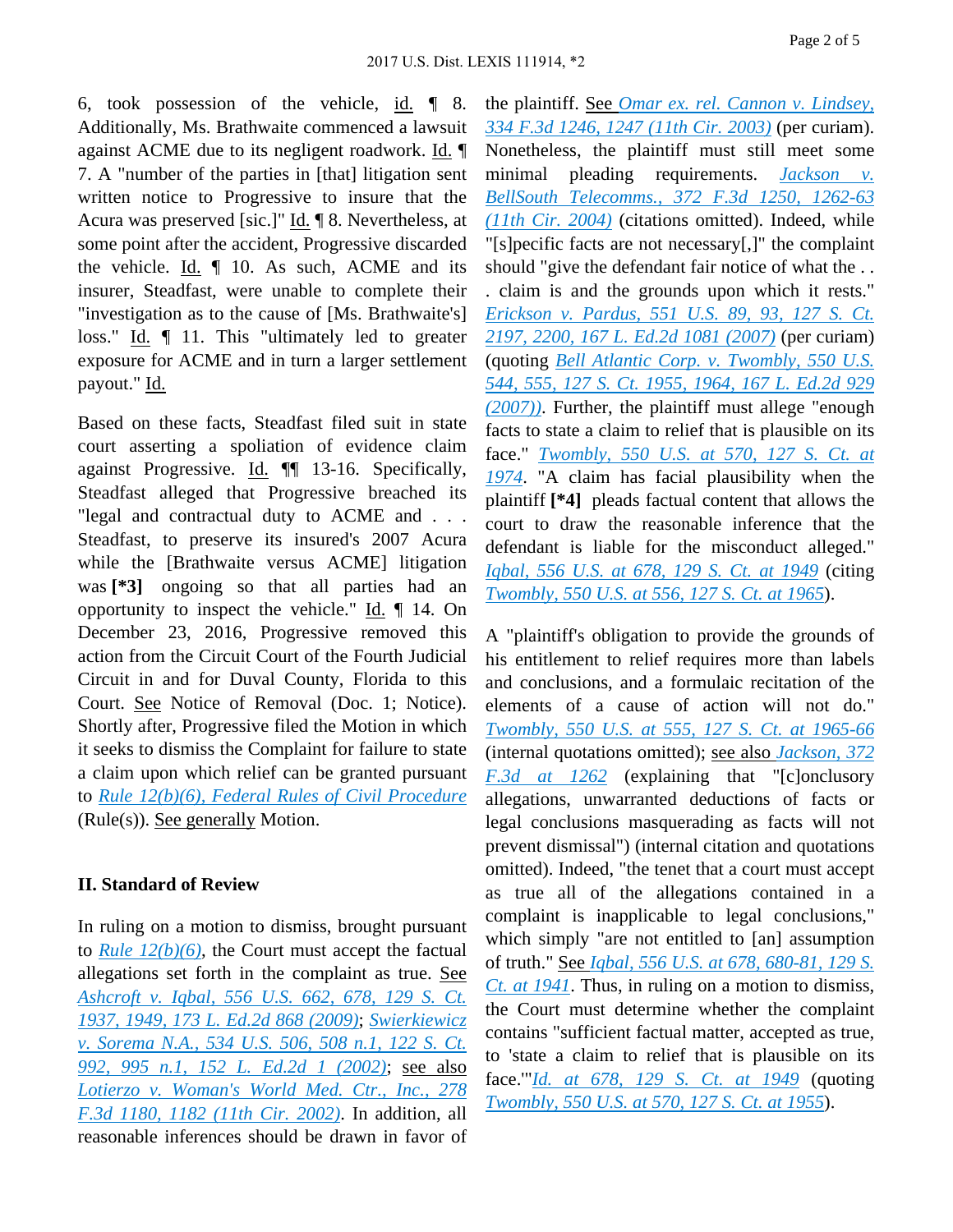6, took possession of the vehicle, id. ¶ 8. Additionally, Ms. Brathwaite commenced a lawsuit against ACME due to its negligent roadwork. Id. ¶ 7. A "number of the parties in [that] litigation sent written notice to Progressive to insure that the Acura was preserved [sic.]" Id. ¶ 8. Nevertheless, at some point after the accident, Progressive discarded the vehicle. Id. ¶ 10. As such, ACME and its insurer, Steadfast, were unable to complete their "investigation as to the cause of [Ms. Brathwaite's] loss." Id. ¶ 11. This "ultimately led to greater exposure for ACME and in turn a larger settlement payout." Id.

Based on these facts, Steadfast filed suit in state court asserting a spoliation of evidence claim against Progressive. Id. ¶¶ 13-16. Specifically, Steadfast alleged that Progressive breached its "legal and contractual duty to ACME and . . . Steadfast, to preserve its insured's 2007 Acura while the [Brathwaite versus ACME] litigation was **[*3]** ongoing so that all parties had an opportunity to inspect the vehicle." Id. ¶ 14. On December 23, 2016, Progressive removed this action from the Circuit Court of the Fourth Judicial Circuit in and for Duval County, Florida to this Court. See Notice of Removal (Doc. 1; Notice). Shortly after, Progressive filed the Motion in which it seeks to dismiss the Complaint for failure to state a claim upon which relief can be granted pursuant to *Rule 12(b)(6), Federal Rules of Civil Procedure* (Rule(s)). See generally Motion.

## II. Standard of Review

In ruling on a motion to dismiss, brought pursuant to *Rule 12(b)(6)*, the Court must accept the factual allegations set forth in the complaint as true. See *Ashcroft v. Iqbal, 556 U.S. 662, 678, 129 S. Ct. 1937, 1949, 173 L. Ed.2d 868 (2009)*; *Swierkiewicz v. Sorema N.A., 534 U.S. 506, 508 n.1, 122 S. Ct. 992, 995 n.1, 152 L. Ed.2d 1 (2002)*; see also *Lotierzo v. Woman's World Med. Ctr., Inc., 278 F.3d 1180, 1182 (11th Cir. 2002)*. In addition, all reasonable inferences should be drawn in favor of the plaintiff. See *Omar ex. rel. Cannon v. Lindsey, 334 F.3d 1246, 1247 (11th Cir. 2003)* (per curiam). Nonetheless, the plaintiff must still meet some minimal pleading requirements. *Jackson v. BellSouth Telecomms., 372 F.3d 1250, 1262-63 (11th Cir. 2004)* (citations omitted). Indeed, while "[s]pecific facts are not necessary[,]" the complaint should "give the defendant fair notice of what the . . . claim is and the grounds upon which it rests." *Erickson v. Pardus, 551 U.S. 89, 93, 127 S. Ct. 2197, 2200, 167 L. Ed.2d 1081 (2007)* (per curiam) (quoting *Bell Atlantic Corp. v. Twombly, 550 U.S. 544, 555, 127 S. Ct. 1955, 1964, 167 L. Ed.2d 929 (2007)*). Further, the plaintiff must allege "enough facts to state a claim to relief that is plausible on its face." *Twombly, 550 U.S. at 570, 127 S. Ct. at 1974*. "A claim has facial plausibility when the plaintiff **[*4]** pleads factual content that allows the court to draw the reasonable inference that the defendant is liable for the misconduct alleged." *Iqbal, 556 U.S. at 678, 129 S. Ct. at 1949* (citing *Twombly, 550 U.S. at 556, 127 S. Ct. at 1965*).

A "plaintiff's obligation to provide the grounds of his entitlement to relief requires more than labels and conclusions, and a formulaic recitation of the elements of a cause of action will not do." *Twombly, 550 U.S. at 555, 127 S. Ct. at 1965-66* (internal quotations omitted); see also *Jackson, 372 F.3d at 1262* (explaining that "[c]onclusory allegations, unwarranted deductions of facts or legal conclusions masquerading as facts will not prevent dismissal") (internal citation and quotations omitted). Indeed, "the tenet that a court must accept as true all of the allegations contained in a complaint is inapplicable to legal conclusions," which simply "are not entitled to [an] assumption of truth." See *Iqbal, 556 U.S. at 678, 680-81, 129 S. Ct. at 1941*. Thus, in ruling on a motion to dismiss, the Court must determine whether the complaint contains "sufficient factual matter, accepted as true, to 'state a claim to relief that is plausible on its face.'" *Id. at 678, 129 S. Ct. at 1949* (quoting *Twombly, 550 U.S. at 570, 127 S. Ct. at 1955*).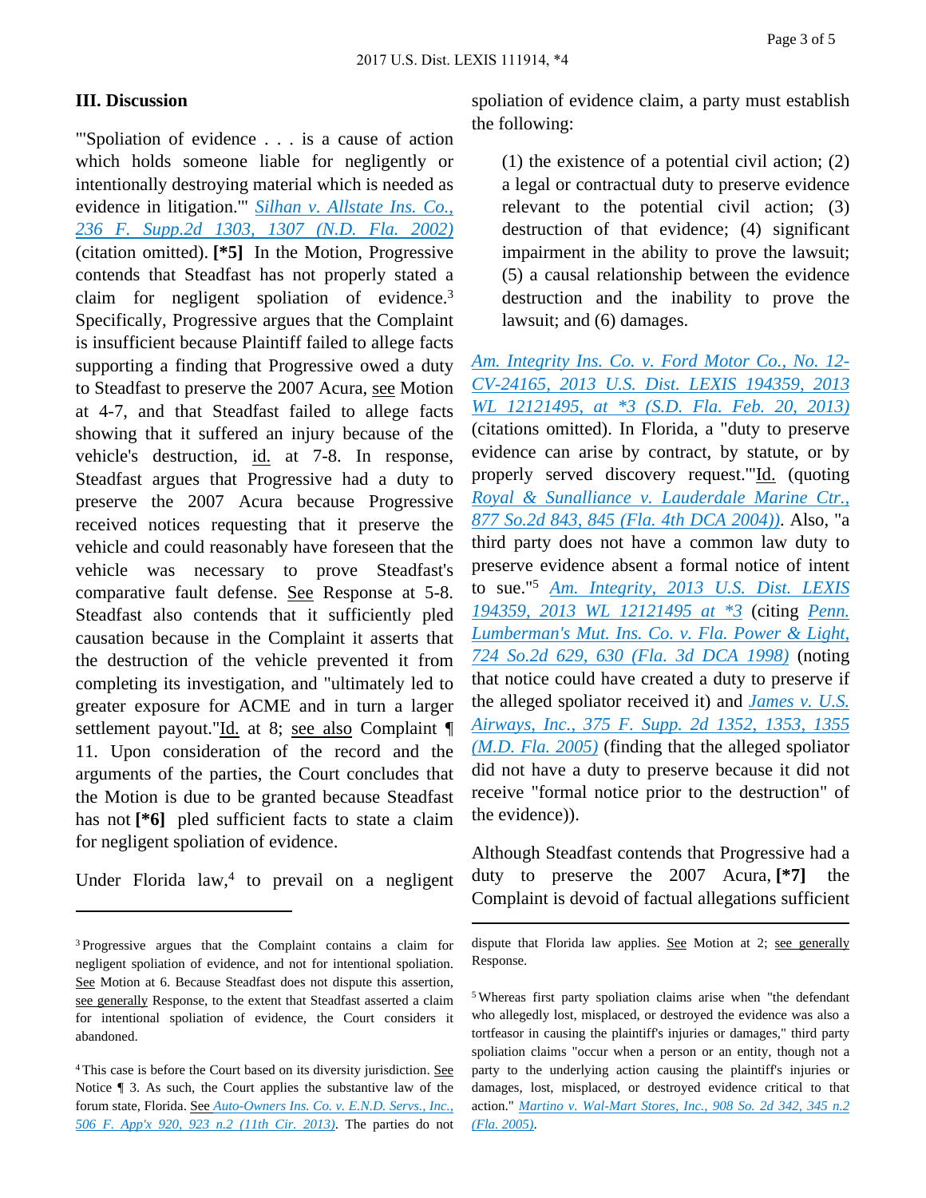## III. Discussion

"'Spoliation of evidence . . . is a cause of action which holds someone liable for negligently or intentionally destroying material which is needed as evidence in litigation.'" *Silhan v. Allstate Ins. Co., 236 F. Supp.2d 1303, 1307 (N.D. Fla. 2002)* (citation omitted). **[\*5]** In the Motion, Progressive contends that Steadfast has not properly stated a claim for negligent spoliation of evidence.[3] Specifically, Progressive argues that the Complaint is insufficient because Plaintiff failed to allege facts supporting a finding that Progressive owed a duty to Steadfast to preserve the 2007 Acura, see Motion at 4-7, and that Steadfast failed to allege facts showing that it suffered an injury because of the vehicle's destruction, id. at 7-8. In response, Steadfast argues that Progressive had a duty to preserve the 2007 Acura because Progressive received notices requesting that it preserve the vehicle and could reasonably have foreseen that the vehicle was necessary to prove Steadfast's comparative fault defense. See Response at 5-8. Steadfast also contends that it sufficiently pled causation because in the Complaint it asserts that the destruction of the vehicle prevented it from completing its investigation, and "ultimately led to greater exposure for ACME and in turn a larger settlement payout."Id. at 8; see also Complaint ¶ 11. Upon consideration of the record and the arguments of the parties, the Court concludes that the Motion is due to be granted because Steadfast has not **[\*6]** pled sufficient facts to state a claim for negligent spoliation of evidence.

Under Florida law,[4] to prevail on a negligent spoliation of evidence claim, a party must establish the following:

> (1) the existence of a potential civil action; (2) a legal or contractual duty to preserve evidence relevant to the potential civil action; (3) destruction of that evidence; (4) significant impairment in the ability to prove the lawsuit; (5) a causal relationship between the evidence destruction and the inability to prove the lawsuit; and (6) damages.

*Am. Integrity Ins. Co. v. Ford Motor Co., No. 12-CV-24165, 2013 U.S. Dist. LEXIS 194359, 2013 WL 12121495, at \*3 (S.D. Fla. Feb. 20, 2013)* (citations omitted). In Florida, a "duty to preserve evidence can arise by contract, by statute, or by properly served discovery request.'"Id. (quoting *Royal & Sunalliance v. Lauderdale Marine Ctr., 877 So.2d 843, 845 (Fla. 4th DCA 2004))*. Also, "a third party does not have a common law duty to preserve evidence absent a formal notice of intent to sue."[5] *Am. Integrity, 2013 U.S. Dist. LEXIS 194359, 2013 WL 12121495 at \*3* (citing *Penn. Lumberman's Mut. Ins. Co. v. Fla. Power & Light, 724 So.2d 629, 630 (Fla. 3d DCA 1998)* (noting that notice could have created a duty to preserve if the alleged spoliator received it) and *James v. U.S. Airways, Inc., 375 F. Supp. 2d 1352, 1353, 1355 (M.D. Fla. 2005)* (finding that the alleged spoliator did not have a duty to preserve because it did not receive "formal notice prior to the destruction" of the evidence)).

Although Steadfast contends that Progressive had a duty to preserve the 2007 Acura, **[\*7]** the Complaint is devoid of factual allegations sufficient

---

[3] Progressive argues that the Complaint contains a claim for negligent spoliation of evidence, and not for intentional spoliation. See Motion at 6. Because Steadfast does not dispute this assertion, see generally Response, to the extent that Steadfast asserted a claim for intentional spoliation of evidence, the Court considers it abandoned.

[4] This case is before the Court based on its diversity jurisdiction. See Notice ¶ 3. As such, the Court applies the substantive law of the forum state, Florida. See *Auto-Owners Ins. Co. v. E.N.D. Servs., Inc., 506 F. App'x 920, 923 n.2 (11th Cir. 2013)*. The parties do not dispute that Florida law applies. See Motion at 2; see generally Response.

[5] Whereas first party spoliation claims arise when "the defendant who allegedly lost, misplaced, or destroyed the evidence was also a tortfeasor in causing the plaintiff's injuries or damages," third party spoliation claims "occur when a person or an entity, though not a party to the underlying action causing the plaintiff's injuries or damages, lost, misplaced, or destroyed evidence critical to that action." *Martino v. Wal-Mart Stores, Inc., 908 So. 2d 342, 345 n.2 (Fla. 2005)*.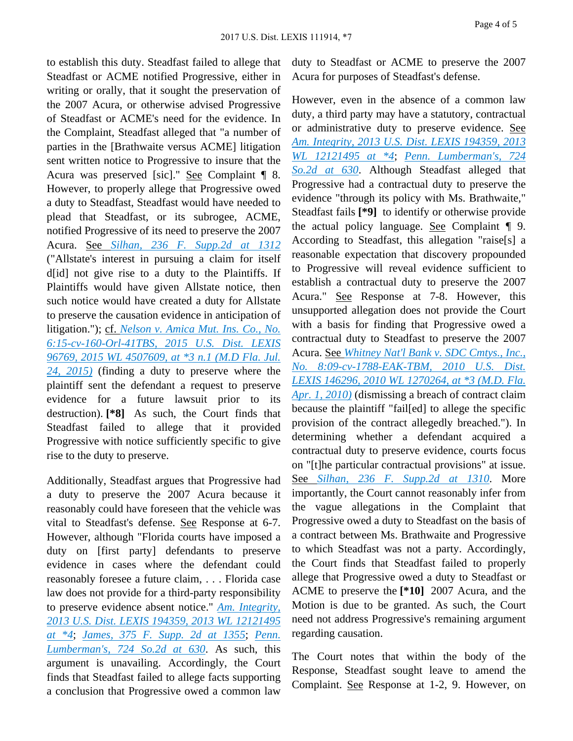to establish this duty. Steadfast failed to allege that Steadfast or ACME notified Progressive, either in writing or orally, that it sought the preservation of the 2007 Acura, or otherwise advised Progressive of Steadfast or ACME's need for the evidence. In the Complaint, Steadfast alleged that "a number of parties in the [Brathwaite versus ACME] litigation sent written notice to Progressive to insure that the Acura was preserved [sic]." See Complaint ¶ 8. However, to properly allege that Progressive owed a duty to Steadfast, Steadfast would have needed to plead that Steadfast, or its subrogee, ACME, notified Progressive of its need to preserve the 2007 Acura. See *Silhan, 236 F. Supp.2d at 1312* ("Allstate's interest in pursuing a claim for itself d[id] not give rise to a duty to the Plaintiffs. If Plaintiffs would have given Allstate notice, then such notice would have created a duty for Allstate to preserve the causation evidence in anticipation of litigation."); cf. *Nelson v. Amica Mut. Ins. Co., No. 6:15-cv-160-Orl-41TBS, 2015 U.S. Dist. LEXIS 96769, 2015 WL 4507609, at *3 n.1 (M.D Fla. Jul. 24, 2015)* (finding a duty to preserve where the plaintiff sent the defendant a request to preserve evidence for a future lawsuit prior to its destruction). **[*8]** As such, the Court finds that Steadfast failed to allege that it provided Progressive with notice sufficiently specific to give rise to the duty to preserve.

Additionally, Steadfast argues that Progressive had a duty to preserve the 2007 Acura because it reasonably could have foreseen that the vehicle was vital to Steadfast's defense. See Response at 6-7. However, although "Florida courts have imposed a duty on [first party] defendants to preserve evidence in cases where the defendant could reasonably foresee a future claim, . . . Florida case law does not provide for a third-party responsibility to preserve evidence absent notice." *Am. Integrity, 2013 U.S. Dist. LEXIS 194359, 2013 WL 12121495 at *4*; *James, 375 F. Supp. 2d at 1355*; *Penn. Lumberman's, 724 So.2d at 630*. As such, this argument is unavailing. Accordingly, the Court finds that Steadfast failed to allege facts supporting a conclusion that Progressive owed a common law duty to Steadfast or ACME to preserve the 2007 Acura for purposes of Steadfast's defense.

However, even in the absence of a common law duty, a third party may have a statutory, contractual or administrative duty to preserve evidence. See *Am. Integrity, 2013 U.S. Dist. LEXIS 194359, 2013 WL 12121495 at *4*; *Penn. Lumberman's, 724 So.2d at 630*. Although Steadfast alleged that Progressive had a contractual duty to preserve the evidence "through its policy with Ms. Brathwaite," Steadfast fails **[*9]** to identify or otherwise provide the actual policy language. See Complaint ¶ 9. According to Steadfast, this allegation "raise[s] a reasonable expectation that discovery propounded to Progressive will reveal evidence sufficient to establish a contractual duty to preserve the 2007 Acura." See Response at 7-8. However, this unsupported allegation does not provide the Court with a basis for finding that Progressive owed a contractual duty to Steadfast to preserve the 2007 Acura. See *Whitney Nat'l Bank v. SDC Cmtys., Inc., No. 8:09-cv-1788-EAK-TBM, 2010 U.S. Dist. LEXIS 146296, 2010 WL 1270264, at *3 (M.D. Fla. Apr. 1, 2010)* (dismissing a breach of contract claim because the plaintiff "fail[ed] to allege the specific provision of the contract allegedly breached."). In determining whether a defendant acquired a contractual duty to preserve evidence, courts focus on "[t]he particular contractual provisions" at issue. See *Silhan, 236 F. Supp.2d at 1310*. More importantly, the Court cannot reasonably infer from the vague allegations in the Complaint that Progressive owed a duty to Steadfast on the basis of a contract between Ms. Brathwaite and Progressive to which Steadfast was not a party. Accordingly, the Court finds that Steadfast failed to properly allege that Progressive owed a duty to Steadfast or ACME to preserve the **[*10]** 2007 Acura, and the Motion is due to be granted. As such, the Court need not address Progressive's remaining argument regarding causation.

The Court notes that within the body of the Response, Steadfast sought leave to amend the Complaint. See Response at 1-2, 9. However, on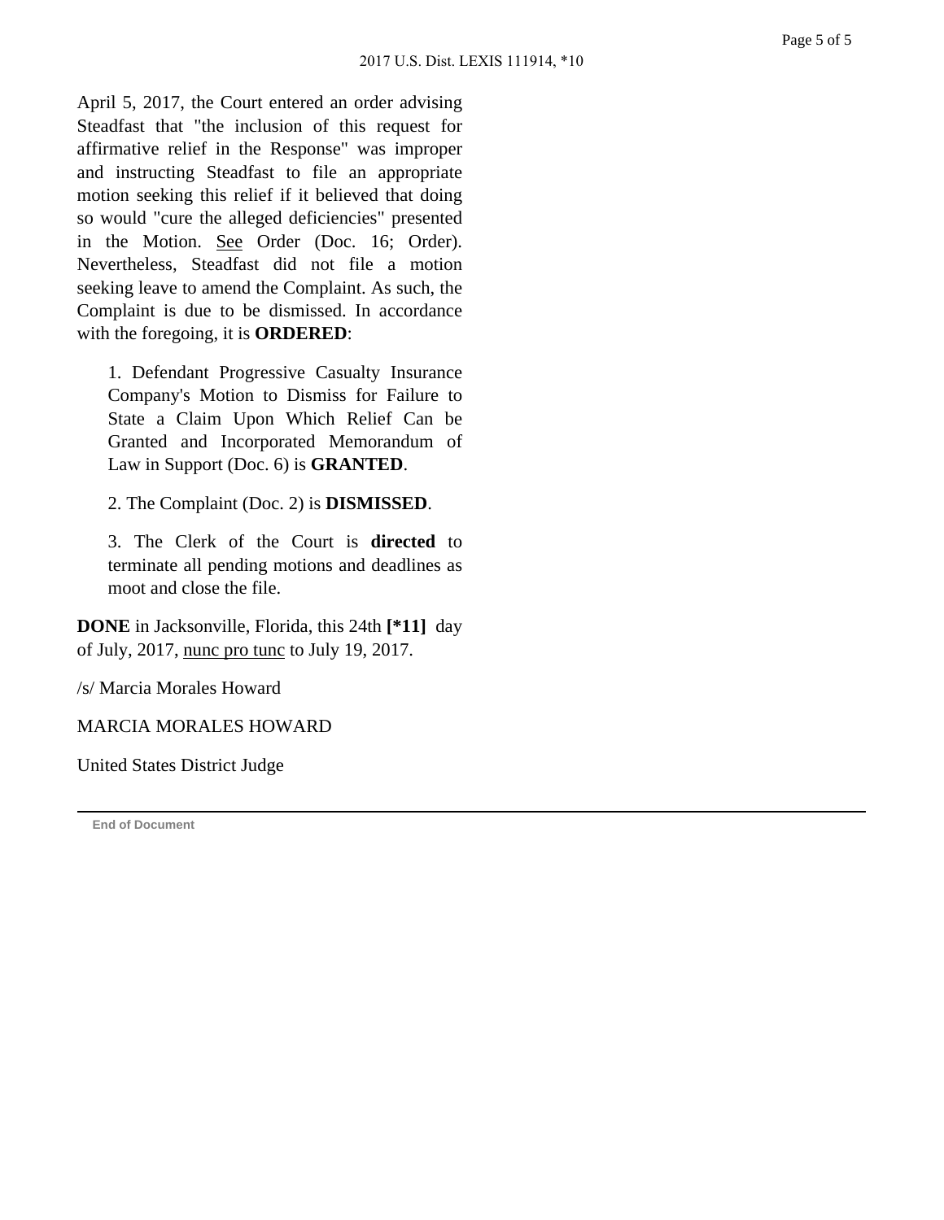April 5, 2017, the Court entered an order advising Steadfast that "the inclusion of this request for affirmative relief in the Response" was improper and instructing Steadfast to file an appropriate motion seeking this relief if it believed that doing so would "cure the alleged deficiencies" presented in the Motion. See Order (Doc. 16; Order). Nevertheless, Steadfast did not file a motion seeking leave to amend the Complaint. As such, the Complaint is due to be dismissed. In accordance with the foregoing, it is **ORDERED**:

1. Defendant Progressive Casualty Insurance Company's Motion to Dismiss for Failure to State a Claim Upon Which Relief Can be Granted and Incorporated Memorandum of Law in Support (Doc. 6) is **GRANTED**.

2. The Complaint (Doc. 2) is **DISMISSED**.

3. The Clerk of the Court is **directed** to terminate all pending motions and deadlines as moot and close the file.

**DONE** in Jacksonville, Florida, this 24th **[*11]** day of July, 2017, nunc pro tunc to July 19, 2017.

/s/ Marcia Morales Howard

MARCIA MORALES HOWARD

United States District Judge

End of Document